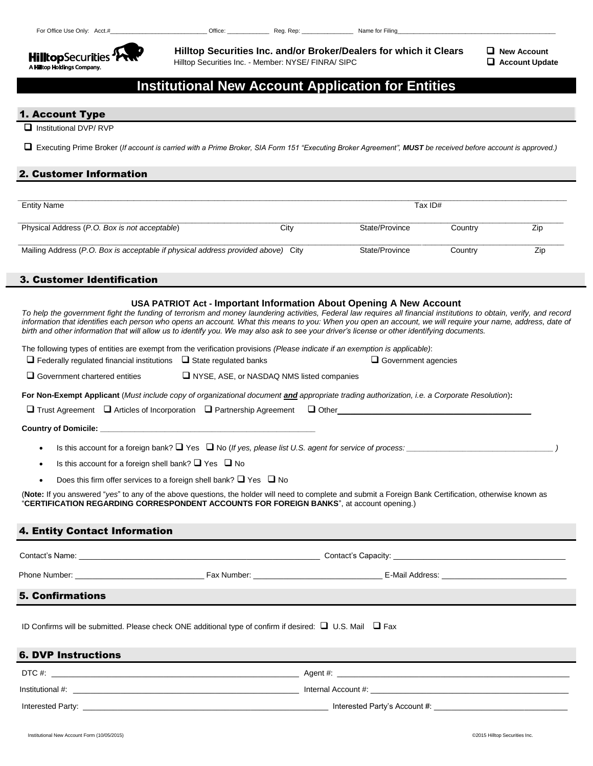For Office Use Only: Acct.#____________________________ Office: ____________ Reg. Rep: _______________ Name for Filing_______________________________________________

HilltopSecurities
A Hilltop Holdings Company.

**Hilltop Securities Inc. and/or Broker/Dealers for which it Clears**
Hilltop Securities Inc. - Member: NYSE/ FINRA/ SIPC

❑ **New Account**
❑ **Account Update**

# Institutional New Account Application for Entities

## 1. Account Type

❑ Institutional DVP/ RVP

❑ Executing Prime Broker (*If account is carried with a Prime Broker, SIA Form 151 "Executing Broker Agreement", **MUST** be received before account is approved.)*

## 2. Customer Information

Entity Name ____________________ Tax ID# ____________________

Physical Address (*P.O. Box is not acceptable*) ____________ City ____________ State/Province ____________ Country ____________ Zip ____________

Mailing Address (*P.O. Box is acceptable if physical address provided above*) ____________ City ____________ State/Province ____________ Country ____________ Zip ____________

## 3. Customer Identification

**USA PATRIOT Act - Important Information About Opening A New Account**

*To help the government fight the funding of terrorism and money laundering activities, Federal law requires all financial institutions to obtain, verify, and record information that identifies each person who opens an account. What this means to you: When you open an account, we will require your name, address, date of birth and other information that will allow us to identify you. We may also ask to see your driver's license or other identifying documents.*

The following types of entities are exempt from the verification provisions *(Please indicate if an exemption is applicable)*:

❑ Federally regulated financial institutions ❑ State regulated banks ❑ Government agencies

❑ Government chartered entities ❑ NYSE, ASE, or NASDAQ NMS listed companies

**For Non-Exempt Applicant** (*Must include copy of organizational document **and** appropriate trading authorization, i.e. a Corporate Resolution*)**:**

❑ Trust Agreement ❑ Articles of Incorporation ❑ Partnership Agreement ❑ Other____________________________________________

**Country of Domicile:** ____________________________________________

- Is this account for a foreign bank? ❑ Yes ❑ No (*If yes, please list U.S. agent for service of process: ________________________________ )*
- Is this account for a foreign shell bank? ❑ Yes ❑ No
- Does this firm offer services to a foreign shell bank? ❑ Yes ❑ No

(**Note:** If you answered "*yes*" to any of the above questions, the holder will need to complete and submit a Foreign Bank Certification, otherwise known as "**CERTIFICATION REGARDING CORRESPONDENT ACCOUNTS FOR FOREIGN BANKS**", at account opening.)

## 4. Entity Contact Information

Contact's Name: ________________________________________________ Contact's Capacity: ____________________________________

Phone Number: ____________________________ Fax Number: ____________________________ E-Mail Address: ____________________________

## 5. Confirmations

ID Confirms will be submitted. Please check ONE additional type of confirm if desired: ❑ U.S. Mail ❑ Fax

## 6. DVP Instructions

DTC #: ________________________________________________ Agent #: ________________________________________________

Institutional #: ________________________________________________ Internal Account #: ________________________________________________

Interested Party: ________________________________________________ Interested Party's Account #: ________________________________

Institutional New Account Form (10/05/2015) ©2015 Hilltop Securities Inc.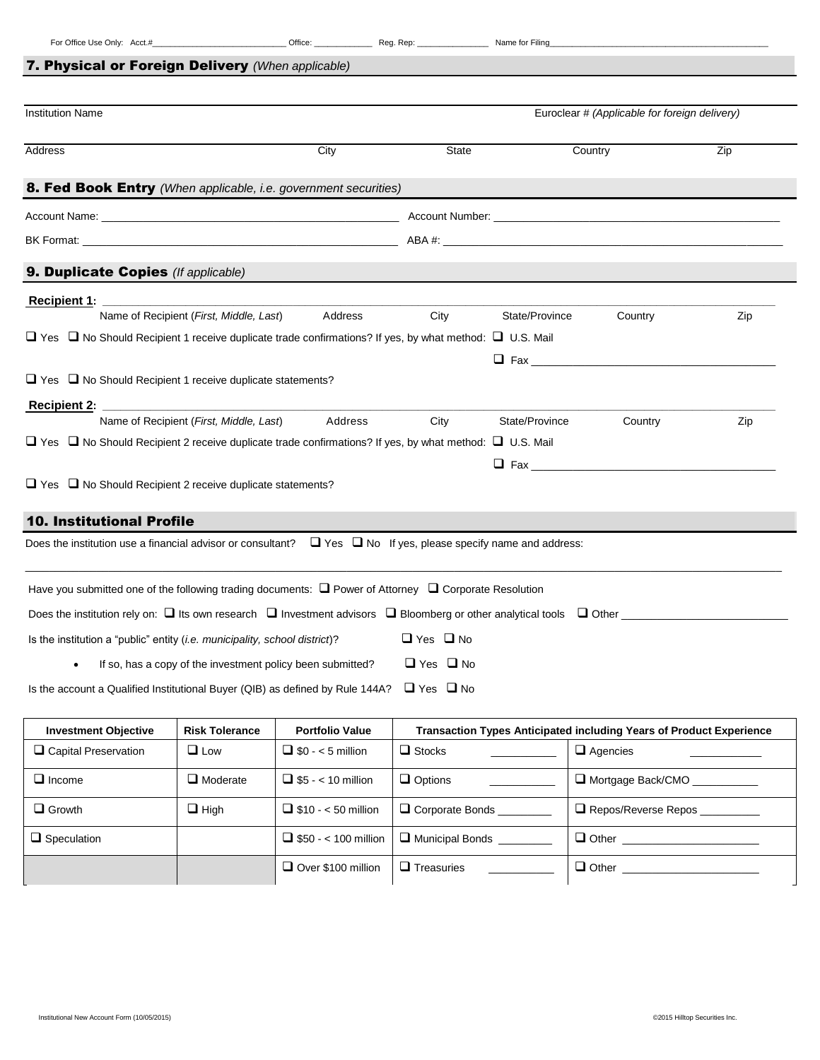For Office Use Only: Acct.#____________________________ Office: ____________ Reg. Rep: _______________ Name for Filing_______________________________________________

## 7. Physical or Foreign Delivery *(When applicable)*

Institution Name | Euroclear # *(Applicable for foreign delivery)*

Address | City | State | Country | Zip

## 8. Fed Book Entry *(When applicable, i.e. government securities)*

Account Name: ________________________________________________ Account Number: ______________________________________________

BK Format: __________________________________________________ ABA #: ______________________________________________________

## 9. Duplicate Copies *(If applicable)*

**Recipient 1:** ____________________________________________________________________________________________

Name of Recipient (*First, Middle, Last*) | Address | City | State/Province | Country | Zip

❑ Yes ❑ No Should Recipient 1 receive duplicate trade confirmations? If yes, by what method: ❑ U.S. Mail

❑ Fax ________________________________________

❑ Yes ❑ No Should Recipient 1 receive duplicate statements?

**Recipient 2:** ____________________________________________________________________________________________

Name of Recipient (*First, Middle, Last*) | Address | City | State/Province | Country | Zip

❑ Yes ❑ No Should Recipient 2 receive duplicate trade confirmations? If yes, by what method: ❑ U.S. Mail

❑ Fax ________________________________________

❑ Yes ❑ No Should Recipient 2 receive duplicate statements?

## 10. Institutional Profile

Does the institution use a financial advisor or consultant? ❑ Yes ❑ No If yes, please specify name and address:

______________________________________________________________________________________________________________

Have you submitted one of the following trading documents: ❑ Power of Attorney ❑ Corporate Resolution

Does the institution rely on: ❑ Its own research ❑ Investment advisors ❑ Bloomberg or other analytical tools ❑ Other __________________________

Is the institution a "public" entity (*i.e. municipality, school district*)? ❑ Yes ❑ No

- If so, has a copy of the investment policy been submitted? ❑ Yes ❑ No

Is the account a Qualified Institutional Buyer (QIB) as defined by Rule 144A? ❑ Yes ❑ No

| Investment Objective | Risk Tolerance | Portfolio Value | Transaction Types Anticipated including Years of Product Experience | |
|---|---|---|---|---|
| ❑ Capital Preservation | ❑ Low | ❑ $0 - < 5 million | ❑ Stocks __________ | ❑ Agencies __________ |
| ❑ Income | ❑ Moderate | ❑ $5 - < 10 million | ❑ Options __________ | ❑ Mortgage Back/CMO __________ |
| ❑ Growth | ❑ High | ❑ $10 - < 50 million | ❑ Corporate Bonds ________ | ❑ Repos/Reverse Repos _________ |
| ❑ Speculation | | ❑ $50 - < 100 million | ❑ Municipal Bonds ________ | ❑ Other ______________________ |
| | | ❑ Over $100 million | ❑ Treasuries __________ | ❑ Other ______________________ |

Institutional New Account Form (10/05/2015) ©2015 Hilltop Securities Inc.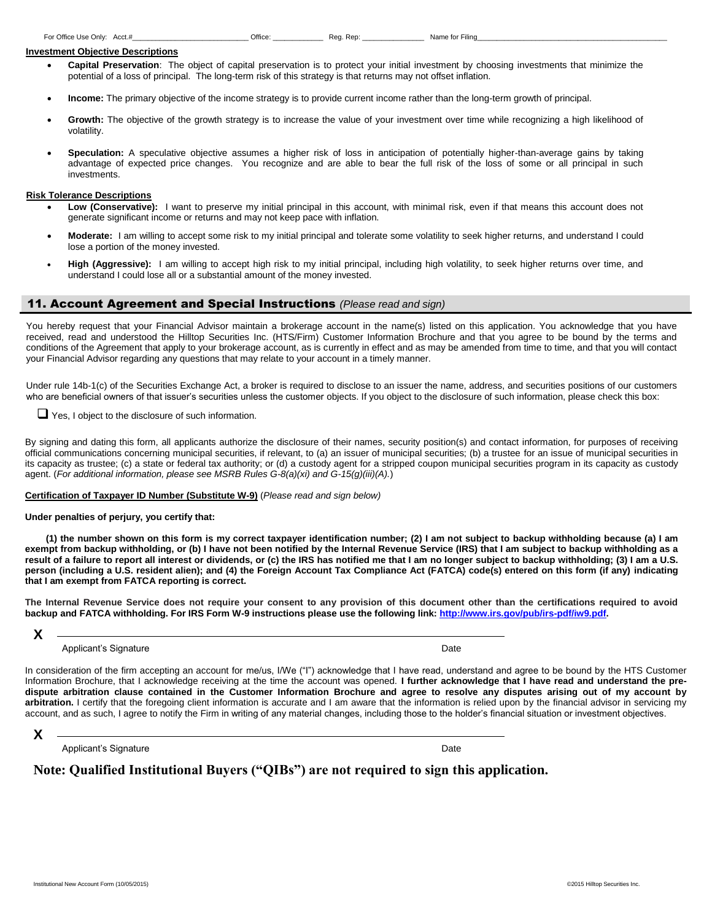For Office Use Only: Acct.#___________________________ Office: ____________ Reg. Rep: _______________ Name for Filing_____________________________________________

**Investment Objective Descriptions**

- **Capital Preservation**: The object of capital preservation is to protect your initial investment by choosing investments that minimize the potential of a loss of principal. The long-term risk of this strategy is that returns may not offset inflation.
- **Income:** The primary objective of the income strategy is to provide current income rather than the long-term growth of principal.
- **Growth:** The objective of the growth strategy is to increase the value of your investment over time while recognizing a high likelihood of volatility.
- **Speculation:** A speculative objective assumes a higher risk of loss in anticipation of potentially higher-than-average gains by taking advantage of expected price changes. You recognize and are able to bear the full risk of the loss of some or all principal in such investments.

**Risk Tolerance Descriptions**

- **Low (Conservative):** I want to preserve my initial principal in this account, with minimal risk, even if that means this account does not generate significant income or returns and may not keep pace with inflation.
- **Moderate:** I am willing to accept some risk to my initial principal and tolerate some volatility to seek higher returns, and understand I could lose a portion of the money invested.
- **High (Aggressive):** I am willing to accept high risk to my initial principal, including high volatility, to seek higher returns over time, and understand I could lose all or a substantial amount of the money invested.

## 11. Account Agreement and Special Instructions *(Please read and sign)*

You hereby request that your Financial Advisor maintain a brokerage account in the name(s) listed on this application. You acknowledge that you have received, read and understood the Hilltop Securities Inc. (HTS/Firm) Customer Information Brochure and that you agree to be bound by the terms and conditions of the Agreement that apply to your brokerage account, as is currently in effect and as may be amended from time to time, and that you will contact your Financial Advisor regarding any questions that may relate to your account in a timely manner.

Under rule 14b-1(c) of the Securities Exchange Act, a broker is required to disclose to an issuer the name, address, and securities positions of our customers who are beneficial owners of that issuer's securities unless the customer objects. If you object to the disclosure of such information, please check this box:

☐ Yes, I object to the disclosure of such information.

By signing and dating this form, all applicants authorize the disclosure of their names, security position(s) and contact information, for purposes of receiving official communications concerning municipal securities, if relevant, to (a) an issuer of municipal securities; (b) a trustee for an issue of municipal securities in its capacity as trustee; (c) a state or federal tax authority; or (d) a custody agent for a stripped coupon municipal securities program in its capacity as custody agent. (*For additional information, please see MSRB Rules G-8(a)(xi) and G-15(g)(iii)(A).*)

**Certification of Taxpayer ID Number (Substitute W-9)** (*Please read and sign below)*

**Under penalties of perjury, you certify that:**

**(1) the number shown on this form is my correct taxpayer identification number; (2) I am not subject to backup withholding because (a) I am exempt from backup withholding, or (b) I have not been notified by the Internal Revenue Service (IRS) that I am subject to backup withholding as a result of a failure to report all interest or dividends, or (c) the IRS has notified me that I am no longer subject to backup withholding; (3) I am a U.S. person (including a U.S. resident alien); and (4) the Foreign Account Tax Compliance Act (FATCA) code(s) entered on this form (if any) indicating that I am exempt from FATCA reporting is correct.**

**The Internal Revenue Service does not require your consent to any provision of this document other than the certifications required to avoid backup and FATCA withholding. For IRS Form W-9 instructions please use the following link: http://www.irs.gov/pub/irs-pdf/iw9.pdf.**

**X** ________________________________________________________________

Applicant's Signature Date

In consideration of the firm accepting an account for me/us, I/We ("I") acknowledge that I have read, understand and agree to be bound by the HTS Customer Information Brochure, that I acknowledge receiving at the time the account was opened. **I further acknowledge that I have read and understand the pre-dispute arbitration clause contained in the Customer Information Brochure and agree to resolve any disputes arising out of my account by arbitration.** I certify that the foregoing client information is accurate and I am aware that the information is relied upon by the financial advisor in servicing my account, and as such, I agree to notify the Firm in writing of any material changes, including those to the holder's financial situation or investment objectives.

**X** ________________________________________________________________

Applicant's Signature Date

**Note: Qualified Institutional Buyers ("QIBs") are not required to sign this application.**

Institutional New Account Form (10/05/2015) ©2015 Hilltop Securities Inc.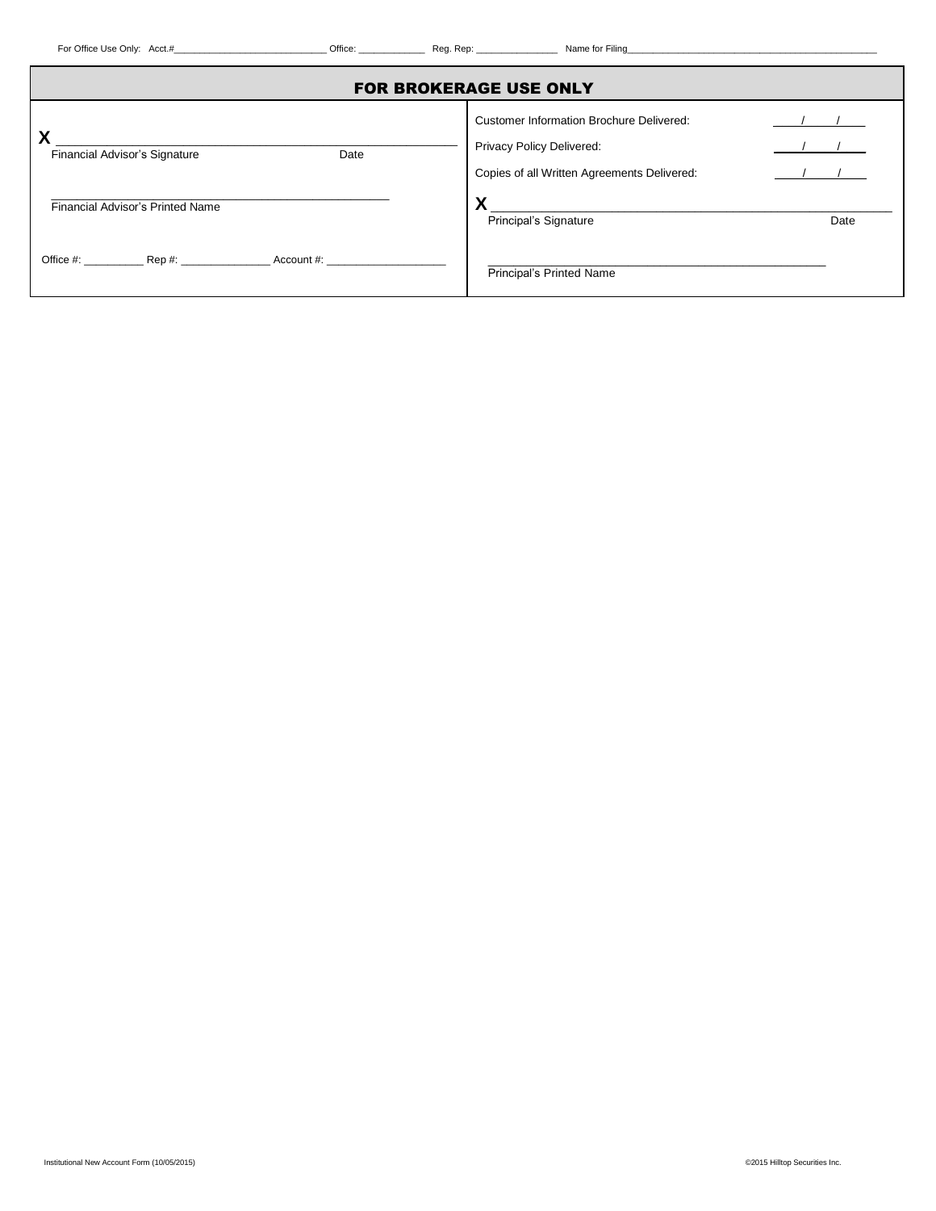For Office Use Only: Acct.#____________________________ Office: ____________ Reg. Rep: _______________ Name for Filing_______________________________________________

## FOR BROKERAGE USE ONLY

X ________________________________________________
Financial Advisor's Signature Date

________________________________________________
Financial Advisor's Printed Name

Office #: __________ Rep #: _______________ Account #: ____________________

Customer Information Brochure Delivered: ____/____/____

Privacy Policy Delivered: ____/____/____

Copies of all Written Agreements Delivered: ____/____/____

X ________________________________________________
Principal's Signature Date

________________________________________________
Principal's Printed Name

Institutional New Account Form (10/05/2015)

©2015 Hilltop Securities Inc.